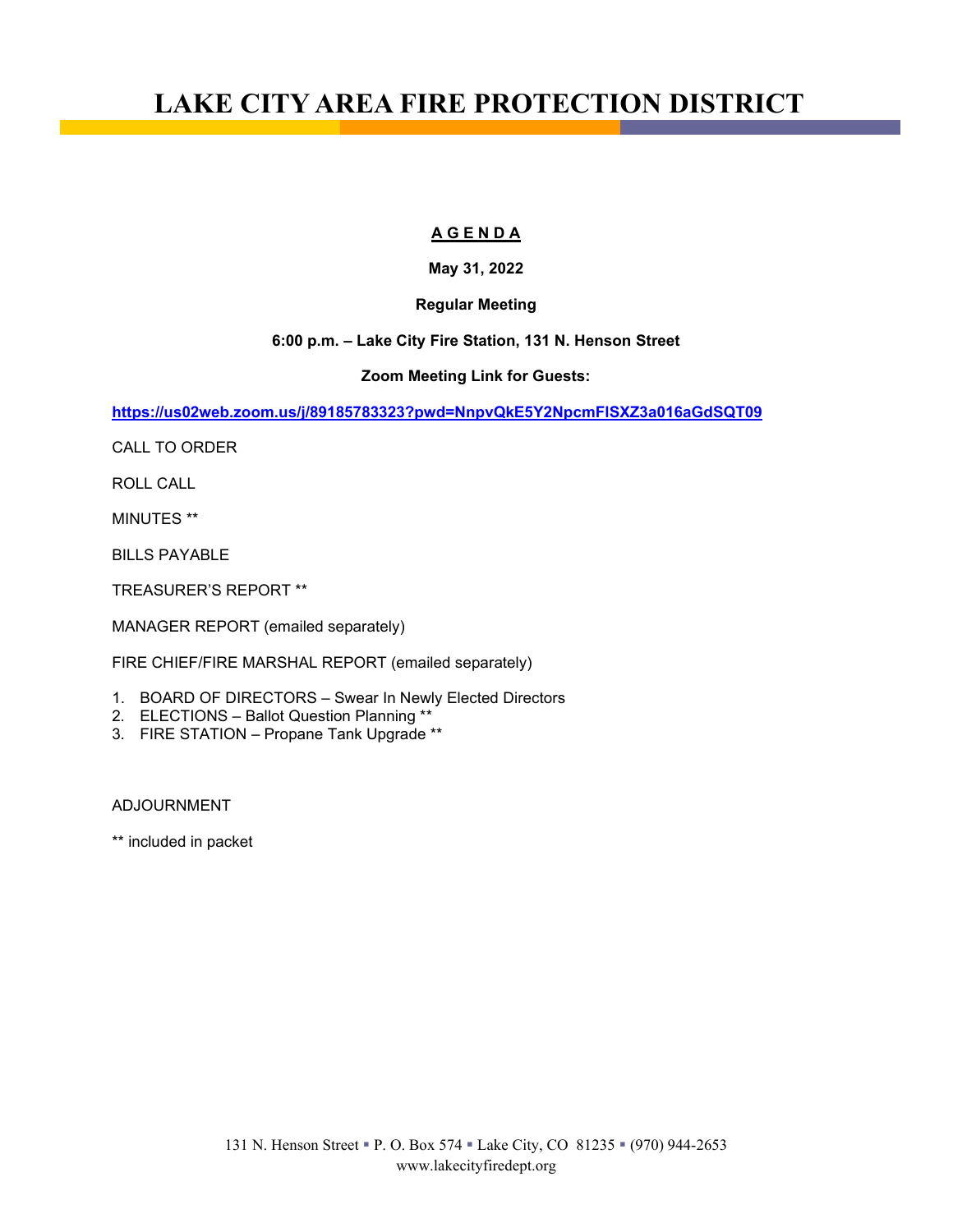# LAKE CITY AREA FIRE PROTECTION DISTRICT

**A G E N D A**

**May 31, 2022**

**Regular Meeting**

**6:00 p.m. – Lake City Fire Station, 131 N. Henson Street**

**Zoom Meeting Link for Guests:**

**https://us02web.zoom.us/j/89185783323?pwd=NnpvQkE5Y2NpcmFISXZ3a016aGdSQT09**

CALL TO ORDER

ROLL CALL

MINUTES **

BILLS PAYABLE

TREASURER'S REPORT **

MANAGER REPORT (emailed separately)

FIRE CHIEF/FIRE MARSHAL REPORT (emailed separately)

1. BOARD OF DIRECTORS – Swear In Newly Elected Directors
2. ELECTIONS – Ballot Question Planning **
3. FIRE STATION – Propane Tank Upgrade **

ADJOURNMENT

** included in packet

131 N. Henson Street ▪ P. O. Box 574 ▪ Lake City, CO 81235 ▪ (970) 944-2653
www.lakecityfiredept.org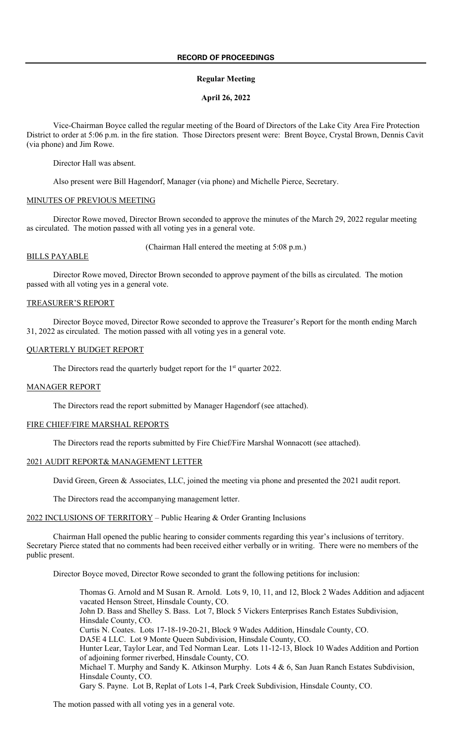**RECORD OF PROCEEDINGS**

**Regular Meeting**

**April 26, 2022**

Vice-Chairman Boyce called the regular meeting of the Board of Directors of the Lake City Area Fire Protection District to order at 5:06 p.m. in the fire station. Those Directors present were: Brent Boyce, Crystal Brown, Dennis Cavit (via phone) and Jim Rowe.

Director Hall was absent.

Also present were Bill Hagendorf, Manager (via phone) and Michelle Pierce, Secretary.

MINUTES OF PREVIOUS MEETING

Director Rowe moved, Director Brown seconded to approve the minutes of the March 29, 2022 regular meeting as circulated. The motion passed with all voting yes in a general vote.

(Chairman Hall entered the meeting at 5:08 p.m.)

BILLS PAYABLE

Director Rowe moved, Director Brown seconded to approve payment of the bills as circulated. The motion passed with all voting yes in a general vote.

TREASURER'S REPORT

Director Boyce moved, Director Rowe seconded to approve the Treasurer's Report for the month ending March 31, 2022 as circulated. The motion passed with all voting yes in a general vote.

QUARTERLY BUDGET REPORT

The Directors read the quarterly budget report for the 1st quarter 2022.

MANAGER REPORT

The Directors read the report submitted by Manager Hagendorf (see attached).

FIRE CHIEF/FIRE MARSHAL REPORTS

The Directors read the reports submitted by Fire Chief/Fire Marshal Wonnacott (see attached).

2021 AUDIT REPORT& MANAGEMENT LETTER

David Green, Green & Associates, LLC, joined the meeting via phone and presented the 2021 audit report.

The Directors read the accompanying management letter.

2022 INCLUSIONS OF TERRITORY – Public Hearing & Order Granting Inclusions

Chairman Hall opened the public hearing to consider comments regarding this year's inclusions of territory. Secretary Pierce stated that no comments had been received either verbally or in writing. There were no members of the public present.

Director Boyce moved, Director Rowe seconded to grant the following petitions for inclusion:

Thomas G. Arnold and M Susan R. Arnold. Lots 9, 10, 11, and 12, Block 2 Wades Addition and adjacent vacated Henson Street, Hinsdale County, CO.
John D. Bass and Shelley S. Bass. Lot 7, Block 5 Vickers Enterprises Ranch Estates Subdivision, Hinsdale County, CO.
Curtis N. Coates. Lots 17-18-19-20-21, Block 9 Wades Addition, Hinsdale County, CO.
DA5E 4 LLC. Lot 9 Monte Queen Subdivision, Hinsdale County, CO.
Hunter Lear, Taylor Lear, and Ted Norman Lear. Lots 11-12-13, Block 10 Wades Addition and Portion of adjoining former riverbed, Hinsdale County, CO.
Michael T. Murphy and Sandy K. Atkinson Murphy. Lots 4 & 6, San Juan Ranch Estates Subdivision, Hinsdale County, CO.
Gary S. Payne. Lot B, Replat of Lots 1-4, Park Creek Subdivision, Hinsdale County, CO.

The motion passed with all voting yes in a general vote.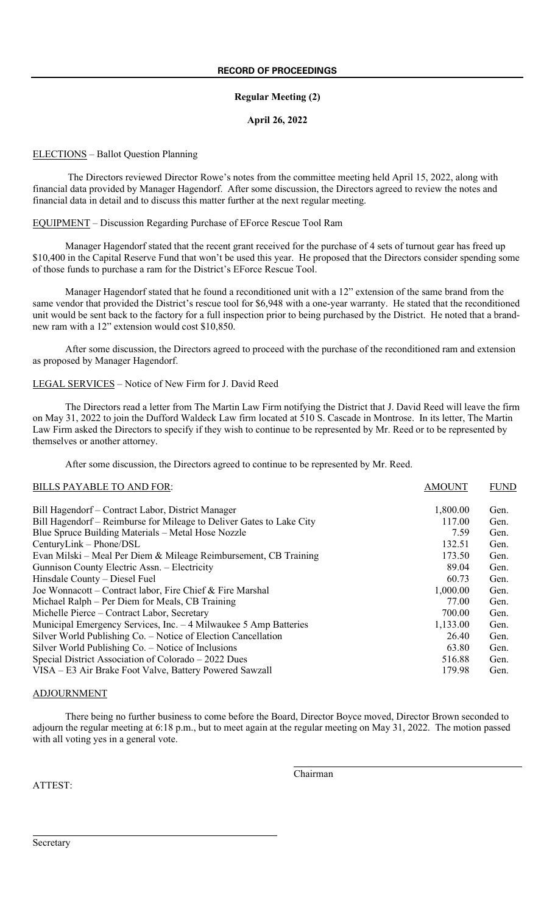**RECORD OF PROCEEDINGS**

**Regular Meeting (2)**

**April 26, 2022**

ELECTIONS – Ballot Question Planning

The Directors reviewed Director Rowe's notes from the committee meeting held April 15, 2022, along with financial data provided by Manager Hagendorf. After some discussion, the Directors agreed to review the notes and financial data in detail and to discuss this matter further at the next regular meeting.

EQUIPMENT – Discussion Regarding Purchase of EForce Rescue Tool Ram

Manager Hagendorf stated that the recent grant received for the purchase of 4 sets of turnout gear has freed up $10,400 in the Capital Reserve Fund that won't be used this year. He proposed that the Directors consider spending some of those funds to purchase a ram for the District's EForce Rescue Tool.

Manager Hagendorf stated that he found a reconditioned unit with a 12" extension of the same brand from the same vendor that provided the District's rescue tool for $6,948 with a one-year warranty. He stated that the reconditioned unit would be sent back to the factory for a full inspection prior to being purchased by the District. He noted that a brand-new ram with a 12" extension would cost $10,850.

After some discussion, the Directors agreed to proceed with the purchase of the reconditioned ram and extension as proposed by Manager Hagendorf.

LEGAL SERVICES – Notice of New Firm for J. David Reed

The Directors read a letter from The Martin Law Firm notifying the District that J. David Reed will leave the firm on May 31, 2022 to join the Dufford Waldeck Law firm located at 510 S. Cascade in Montrose. In its letter, The Martin Law Firm asked the Directors to specify if they wish to continue to be represented by Mr. Reed or to be represented by themselves or another attorney.

After some discussion, the Directors agreed to continue to be represented by Mr. Reed.

| BILLS PAYABLE TO AND FOR: | AMOUNT | FUND |
|---|---|---|
| Bill Hagendorf – Contract Labor, District Manager | 1,800.00 | Gen. |
| Bill Hagendorf – Reimburse for Mileage to Deliver Gates to Lake City | 117.00 | Gen. |
| Blue Spruce Building Materials – Metal Hose Nozzle | 7.59 | Gen. |
| CenturyLink – Phone/DSL | 132.51 | Gen. |
| Evan Milski – Meal Per Diem & Mileage Reimbursement, CB Training | 173.50 | Gen. |
| Gunnison County Electric Assn. – Electricity | 89.04 | Gen. |
| Hinsdale County – Diesel Fuel | 60.73 | Gen. |
| Joe Wonnacott – Contract labor, Fire Chief & Fire Marshal | 1,000.00 | Gen. |
| Michael Ralph – Per Diem for Meals, CB Training | 77.00 | Gen. |
| Michelle Pierce – Contract Labor, Secretary | 700.00 | Gen. |
| Municipal Emergency Services, Inc. – 4 Milwaukee 5 Amp Batteries | 1,133.00 | Gen. |
| Silver World Publishing Co. – Notice of Election Cancellation | 26.40 | Gen. |
| Silver World Publishing Co. – Notice of Inclusions | 63.80 | Gen. |
| Special District Association of Colorado – 2022 Dues | 516.88 | Gen. |
| VISA – E3 Air Brake Foot Valve, Battery Powered Sawzall | 179.98 | Gen. |

ADJOURNMENT

There being no further business to come before the Board, Director Boyce moved, Director Brown seconded to adjourn the regular meeting at 6:18 p.m., but to meet again at the regular meeting on May 31, 2022. The motion passed with all voting yes in a general vote.

\_\_\_\_\_\_\_\_\_\_\_\_\_\_\_\_\_\_\_\_\_\_\_\_\_\_\_\_\_\_\_\_\_\_\_\_\_\_\_\_
Chairman

ATTEST:

\_\_\_\_\_\_\_\_\_\_\_\_\_\_\_\_\_\_\_\_\_\_\_\_\_\_\_\_\_\_\_\_\_\_\_\_\_\_\_\_
Secretary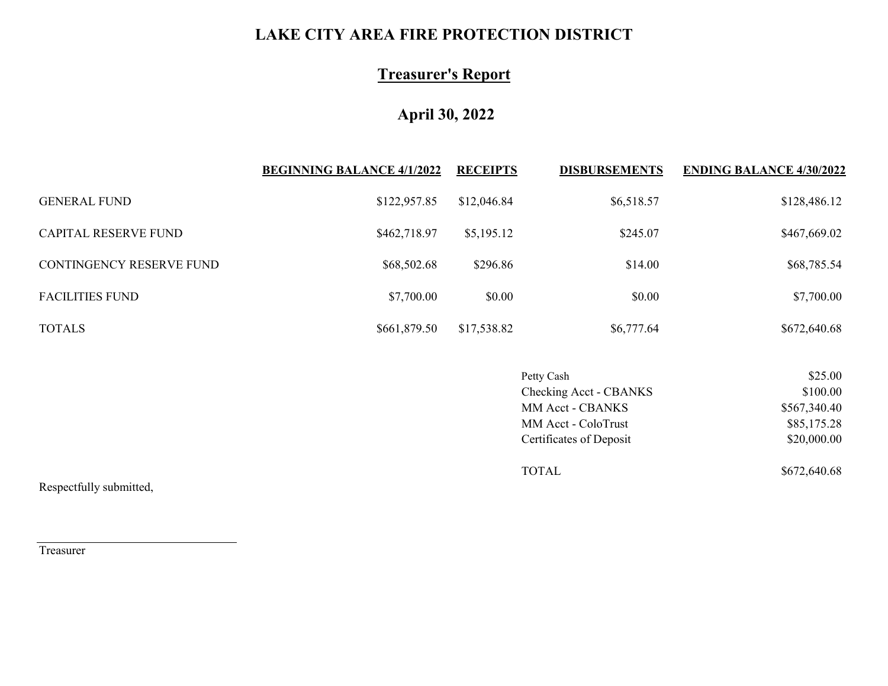# LAKE CITY AREA FIRE PROTECTION DISTRICT

## Treasurer's Report

### April 30, 2022

| | BEGINNING BALANCE 4/1/2022 | RECEIPTS | DISBURSEMENTS | ENDING BALANCE 4/30/2022 |
|---|---|---|---|---|
| GENERAL FUND | $122,957.85 | $12,046.84 | $6,518.57 | $128,486.12 |
| CAPITAL RESERVE FUND | $462,718.97 | $5,195.12 | $245.07 | $467,669.02 |
| CONTINGENCY RESERVE FUND | $68,502.68 | $296.86 | $14.00 | $68,785.54 |
| FACILITIES FUND | $7,700.00 | $0.00 | $0.00 | $7,700.00 |
| TOTALS | $661,879.50 | $17,538.82 | $6,777.64 | $672,640.68 |

| | |
|---|---|
| Petty Cash | $25.00 |
| Checking Acct - CBANKS | $100.00 |
| MM Acct - CBANKS | $567,340.40 |
| MM Acct - ColoTrust | $85,175.28 |
| Certificates of Deposit | $20,000.00 |
| TOTAL | $672,640.68 |

Respectfully submitted,

_______________________________

Treasurer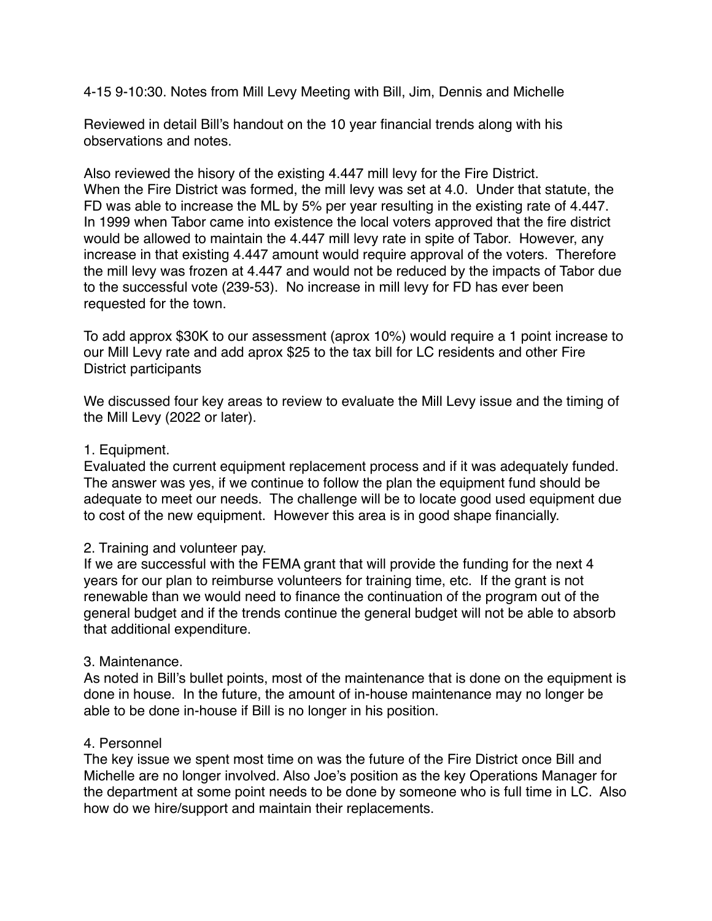4-15 9-10:30. Notes from Mill Levy Meeting with Bill, Jim, Dennis and Michelle

Reviewed in detail Bill's handout on the 10 year financial trends along with his observations and notes.

Also reviewed the hisory of the existing 4.447 mill levy for the Fire District. When the Fire District was formed, the mill levy was set at 4.0. Under that statute, the FD was able to increase the ML by 5% per year resulting in the existing rate of 4.447. In 1999 when Tabor came into existence the local voters approved that the fire district would be allowed to maintain the 4.447 mill levy rate in spite of Tabor. However, any increase in that existing 4.447 amount would require approval of the voters. Therefore the mill levy was frozen at 4.447 and would not be reduced by the impacts of Tabor due to the successful vote (239-53). No increase in mill levy for FD has ever been requested for the town.

To add approx $30K to our assessment (aprox 10%) would require a 1 point increase to our Mill Levy rate and add aprox $25 to the tax bill for LC residents and other Fire District participants

We discussed four key areas to review to evaluate the Mill Levy issue and the timing of the Mill Levy (2022 or later).

1. Equipment.
Evaluated the current equipment replacement process and if it was adequately funded. The answer was yes, if we continue to follow the plan the equipment fund should be adequate to meet our needs. The challenge will be to locate good used equipment due to cost of the new equipment. However this area is in good shape financially.

2. Training and volunteer pay.
If we are successful with the FEMA grant that will provide the funding for the next 4 years for our plan to reimburse volunteers for training time, etc. If the grant is not renewable than we would need to finance the continuation of the program out of the general budget and if the trends continue the general budget will not be able to absorb that additional expenditure.

3. Maintenance.
As noted in Bill's bullet points, most of the maintenance that is done on the equipment is done in house. In the future, the amount of in-house maintenance may no longer be able to be done in-house if Bill is no longer in his position.

4. Personnel
The key issue we spent most time on was the future of the Fire District once Bill and Michelle are no longer involved. Also Joe's position as the key Operations Manager for the department at some point needs to be done by someone who is full time in LC. Also how do we hire/support and maintain their replacements.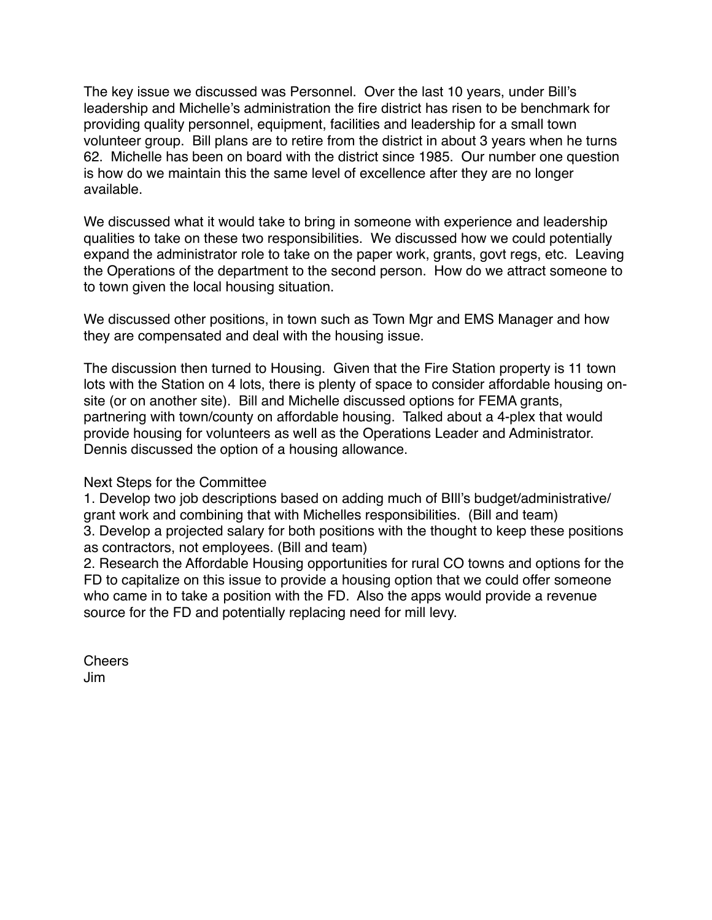The key issue we discussed was Personnel. Over the last 10 years, under Bill's leadership and Michelle's administration the fire district has risen to be benchmark for providing quality personnel, equipment, facilities and leadership for a small town volunteer group. Bill plans are to retire from the district in about 3 years when he turns 62. Michelle has been on board with the district since 1985. Our number one question is how do we maintain this the same level of excellence after they are no longer available.

We discussed what it would take to bring in someone with experience and leadership qualities to take on these two responsibilities. We discussed how we could potentially expand the administrator role to take on the paper work, grants, govt regs, etc. Leaving the Operations of the department to the second person. How do we attract someone to to town given the local housing situation.

We discussed other positions, in town such as Town Mgr and EMS Manager and how they are compensated and deal with the housing issue.

The discussion then turned to Housing. Given that the Fire Station property is 11 town lots with the Station on 4 lots, there is plenty of space to consider affordable housing on-site (or on another site). Bill and Michelle discussed options for FEMA grants, partnering with town/county on affordable housing. Talked about a 4-plex that would provide housing for volunteers as well as the Operations Leader and Administrator. Dennis discussed the option of a housing allowance.

Next Steps for the Committee
1. Develop two job descriptions based on adding much of BIll's budget/administrative/grant work and combining that with Michelles responsibilities. (Bill and team)
3. Develop a projected salary for both positions with the thought to keep these positions as contractors, not employees. (Bill and team)
2. Research the Affordable Housing opportunities for rural CO towns and options for the FD to capitalize on this issue to provide a housing option that we could offer someone who came in to take a position with the FD. Also the apps would provide a revenue source for the FD and potentially replacing need for mill levy.

Cheers
Jim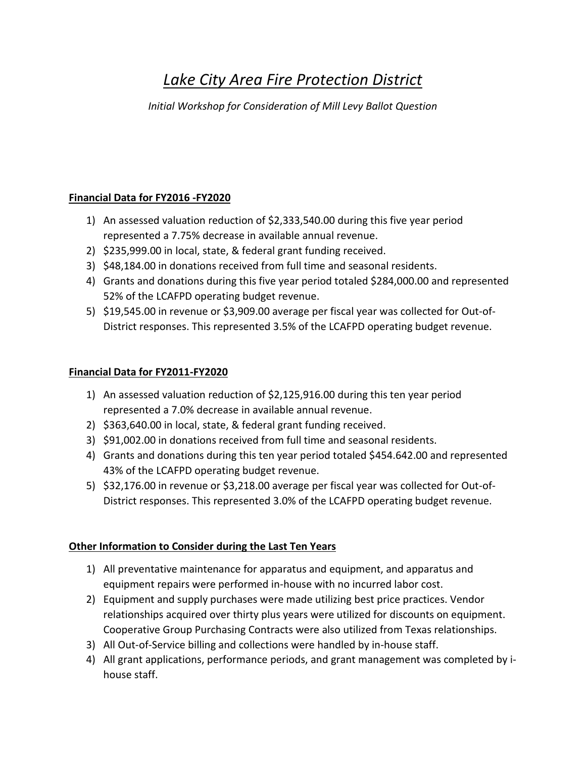# *Lake City Area Fire Protection District*

*Initial Workshop for Consideration of Mill Levy Ballot Question*

**Financial Data for FY2016 -FY2020**

1) An assessed valuation reduction of $2,333,540.00 during this five year period represented a 7.75% decrease in available annual revenue.
2) $235,999.00 in local, state, & federal grant funding received.
3) $48,184.00 in donations received from full time and seasonal residents.
4) Grants and donations during this five year period totaled $284,000.00 and represented 52% of the LCAFPD operating budget revenue.
5) $19,545.00 in revenue or $3,909.00 average per fiscal year was collected for Out-of-District responses. This represented 3.5% of the LCAFPD operating budget revenue.

**Financial Data for FY2011-FY2020**

1) An assessed valuation reduction of $2,125,916.00 during this ten year period represented a 7.0% decrease in available annual revenue.
2) $363,640.00 in local, state, & federal grant funding received.
3) $91,002.00 in donations received from full time and seasonal residents.
4) Grants and donations during this ten year period totaled $454.642.00 and represented 43% of the LCAFPD operating budget revenue.
5) $32,176.00 in revenue or $3,218.00 average per fiscal year was collected for Out-of-District responses. This represented 3.0% of the LCAFPD operating budget revenue.

**Other Information to Consider during the Last Ten Years**

1) All preventative maintenance for apparatus and equipment, and apparatus and equipment repairs were performed in-house with no incurred labor cost.
2) Equipment and supply purchases were made utilizing best price practices. Vendor relationships acquired over thirty plus years were utilized for discounts on equipment. Cooperative Group Purchasing Contracts were also utilized from Texas relationships.
3) All Out-of-Service billing and collections were handled by in-house staff.
4) All grant applications, performance periods, and grant management was completed by i-house staff.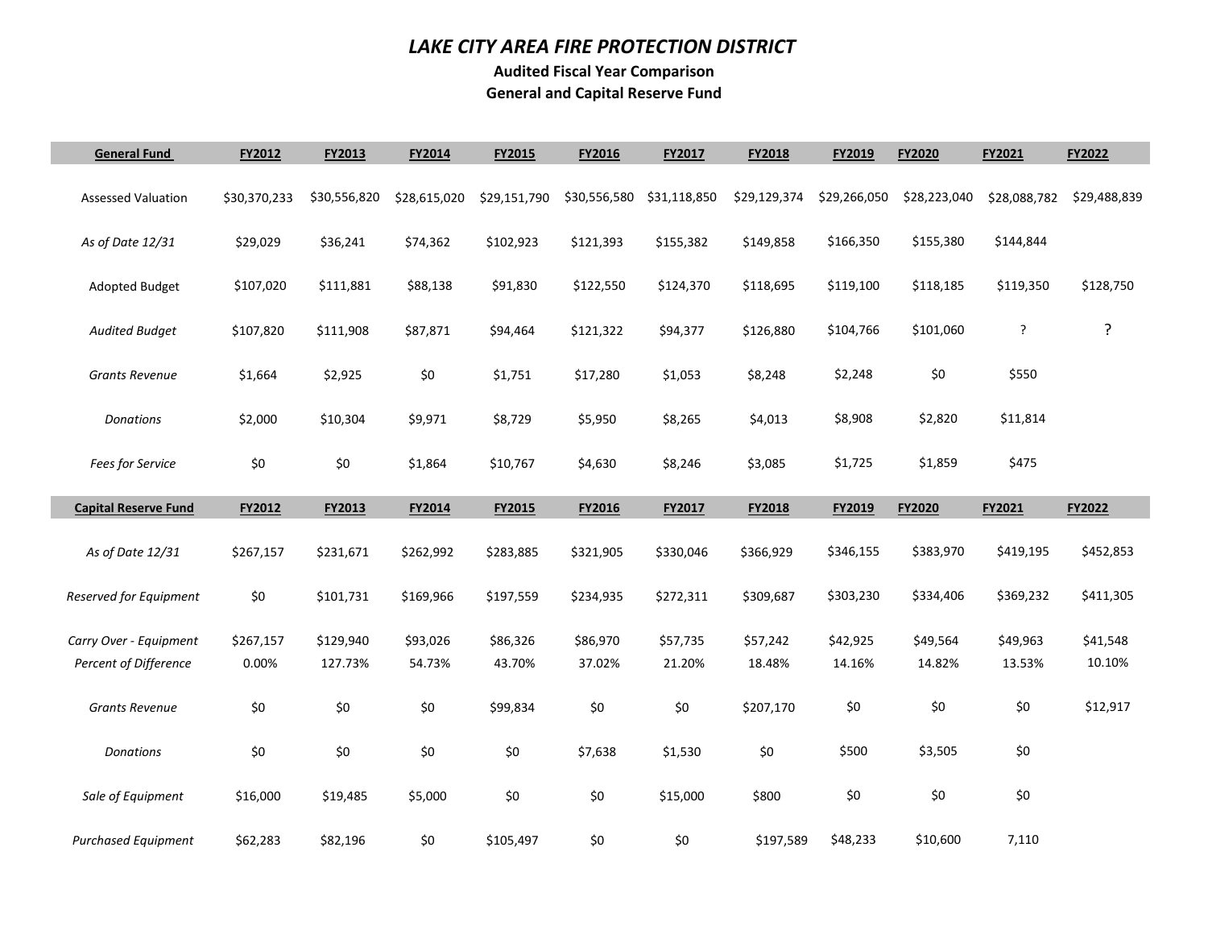# *LAKE CITY AREA FIRE PROTECTION DISTRICT*

**Audited Fiscal Year Comparison**

**General and Capital Reserve Fund**

| General Fund | FY2012 | FY2013 | FY2014 | FY2015 | FY2016 | FY2017 | FY2018 | FY2019 | FY2020 | FY2021 | FY2022 |
|---|---|---|---|---|---|---|---|---|---|---|---|
| Assessed Valuation | $30,370,233 | $30,556,820 | $28,615,020 | $29,151,790 | $30,556,580 | $31,118,850 | $29,129,374 | $29,266,050 | $28,223,040 | $28,088,782 | $29,488,839 |
| *As of Date 12/31* | $29,029 | $36,241 | $74,362 | $102,923 | $121,393 | $155,382 | $149,858 | $166,350 | $155,380 | $144,844 | |
| Adopted Budget | $107,020 | $111,881 | $88,138 | $91,830 | $122,550 | $124,370 | $118,695 | $119,100 | $118,185 | $119,350 | $128,750 |
| *Audited Budget* | $107,820 | $111,908 | $87,871 | $94,464 | $121,322 | $94,377 | $126,880 | $104,766 | $101,060 | ? | ? |
| *Grants Revenue* | $1,664 | $2,925 | $0 | $1,751 | $17,280 | $1,053 | $8,248 | $2,248 | $0 | $550 | |
| *Donations* | $2,000 | $10,304 | $9,971 | $8,729 | $5,950 | $8,265 | $4,013 | $8,908 | $2,820 | $11,814 | |
| *Fees for Service* | $0 | $0 | $1,864 | $10,767 | $4,630 | $8,246 | $3,085 | $1,725 | $1,859 | $475 | |
| **Capital Reserve Fund** | **FY2012** | **FY2013** | **FY2014** | **FY2015** | **FY2016** | **FY2017** | **FY2018** | **FY2019** | **FY2020** | **FY2021** | **FY2022** |
| *As of Date 12/31* | $267,157 | $231,671 | $262,992 | $283,885 | $321,905 | $330,046 | $366,929 | $346,155 | $383,970 | $419,195 | $452,853 |
| *Reserved for Equipment* | $0 | $101,731 | $169,966 | $197,559 | $234,935 | $272,311 | $309,687 | $303,230 | $334,406 | $369,232 | $411,305 |
| *Carry Over - Equipment* | $267,157 | $129,940 | $93,026 | $86,326 | $86,970 | $57,735 | $57,242 | $42,925 | $49,564 | $49,963 | $41,548 |
| *Percent of Difference* | 0.00% | 127.73% | 54.73% | 43.70% | 37.02% | 21.20% | 18.48% | 14.16% | 14.82% | 13.53% | 10.10% |
| *Grants Revenue* | $0 | $0 | $0 | $99,834 | $0 | $0 | $207,170 | $0 | $0 | $0 | $12,917 |
| *Donations* | $0 | $0 | $0 | $0 | $7,638 | $1,530 | $0 | $500 | $3,505 | $0 | |
| *Sale of Equipment* | $16,000 | $19,485 | $5,000 | $0 | $0 | $15,000 | $800 | $0 | $0 | $0 | |
| *Purchased Equipment* | $62,283 | $82,196 | $0 | $105,497 | $0 | $0 | $197,589 | $48,233 | $10,600 | 7,110 | |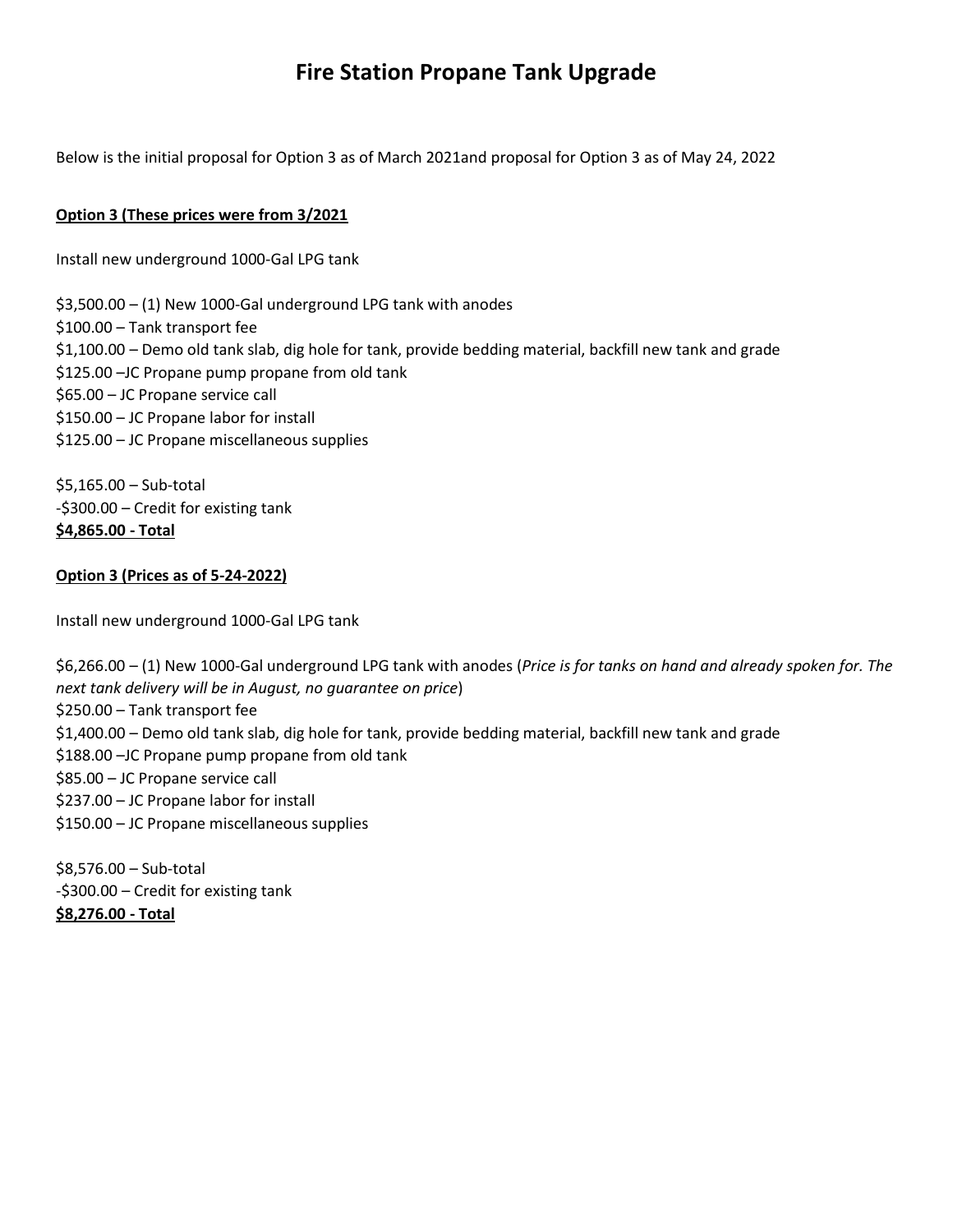# Fire Station Propane Tank Upgrade

Below is the initial proposal for Option 3 as of March 2021and proposal for Option 3 as of May 24, 2022

**Option 3 (These prices were from 3/2021**

Install new underground 1000-Gal LPG tank

$3,500.00 – (1) New 1000-Gal underground LPG tank with anodes
$100.00 – Tank transport fee
$1,100.00 – Demo old tank slab, dig hole for tank, provide bedding material, backfill new tank and grade
$125.00 –JC Propane pump propane from old tank
$65.00 – JC Propane service call
$150.00 – JC Propane labor for install
$125.00 – JC Propane miscellaneous supplies

$5,165.00 – Sub-total
-$300.00 – Credit for existing tank
**$4,865.00 - Total**

**Option 3 (Prices as of 5-24-2022)**

Install new underground 1000-Gal LPG tank

$6,266.00 – (1) New 1000-Gal underground LPG tank with anodes (*Price is for tanks on hand and already spoken for. The next tank delivery will be in August, no guarantee on price*)
$250.00 – Tank transport fee
$1,400.00 – Demo old tank slab, dig hole for tank, provide bedding material, backfill new tank and grade
$188.00 –JC Propane pump propane from old tank
$85.00 – JC Propane service call
$237.00 – JC Propane labor for install
$150.00 – JC Propane miscellaneous supplies

$8,576.00 – Sub-total
-$300.00 – Credit for existing tank
**$8,276.00 - Total**